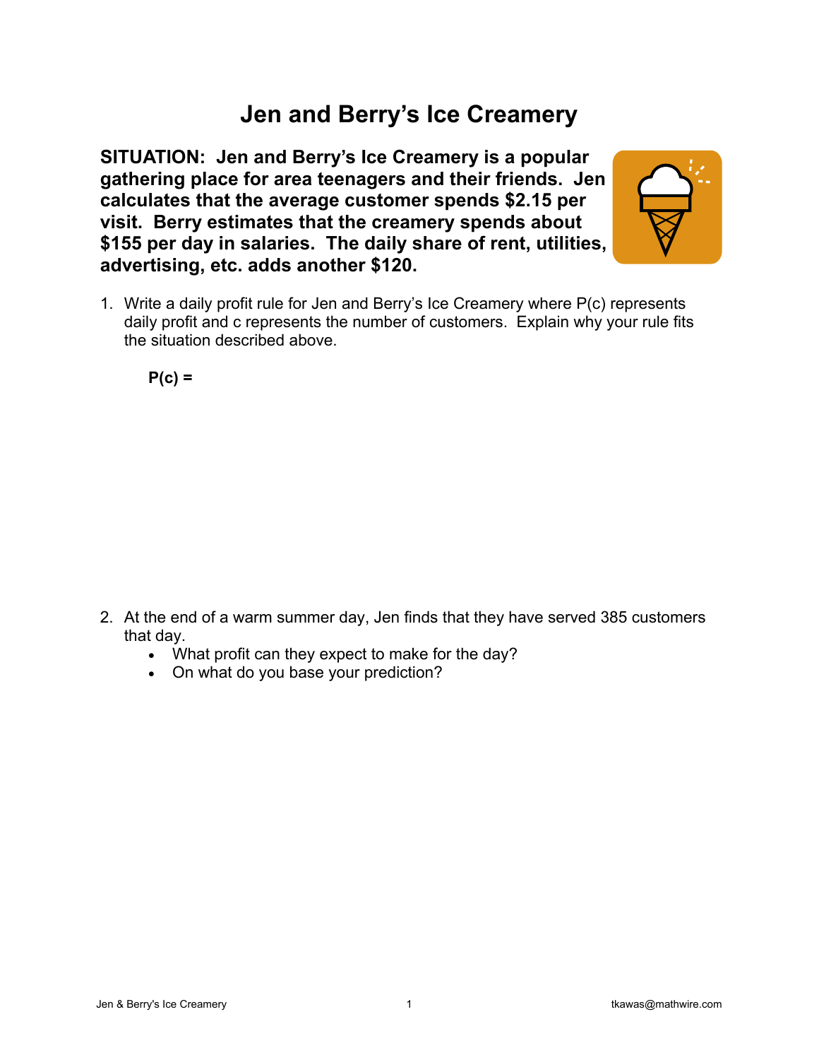# Jen and Berry's Ice Creamery

**SITUATION: Jen and Berry's Ice Creamery is a popular gathering place for area teenagers and their friends. Jen calculates that the average customer spends \$2.15 per visit. Berry estimates that the creamery spends about \$155 per day in salaries. The daily share of rent, utilities, advertising, etc. adds another \$120.**

1. Write a daily profit rule for Jen and Berry's Ice Creamery where P(c) represents daily profit and c represents the number of customers. Explain why your rule fits the situation described above.

   **P(c) =**

2. At the end of a warm summer day, Jen finds that they have served 385 customers that day.
   - What profit can they expect to make for the day?
   - On what do you base your prediction?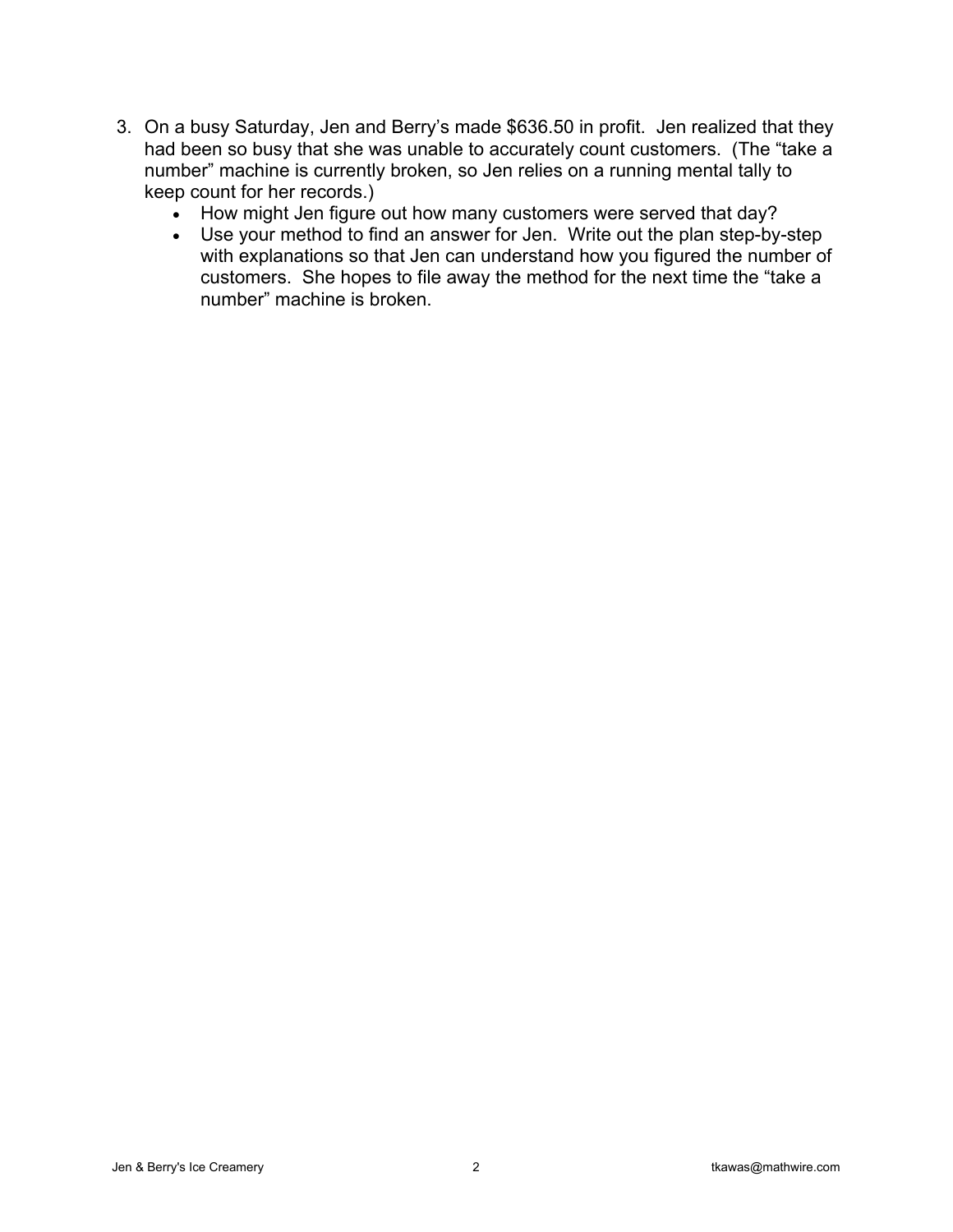3. On a busy Saturday, Jen and Berry's made $636.50 in profit. Jen realized that they had been so busy that she was unable to accurately count customers. (The "take a number" machine is currently broken, so Jen relies on a running mental tally to keep count for her records.)
   - How might Jen figure out how many customers were served that day?
   - Use your method to find an answer for Jen. Write out the plan step-by-step with explanations so that Jen can understand how you figured the number of customers. She hopes to file away the method for the next time the "take a number" machine is broken.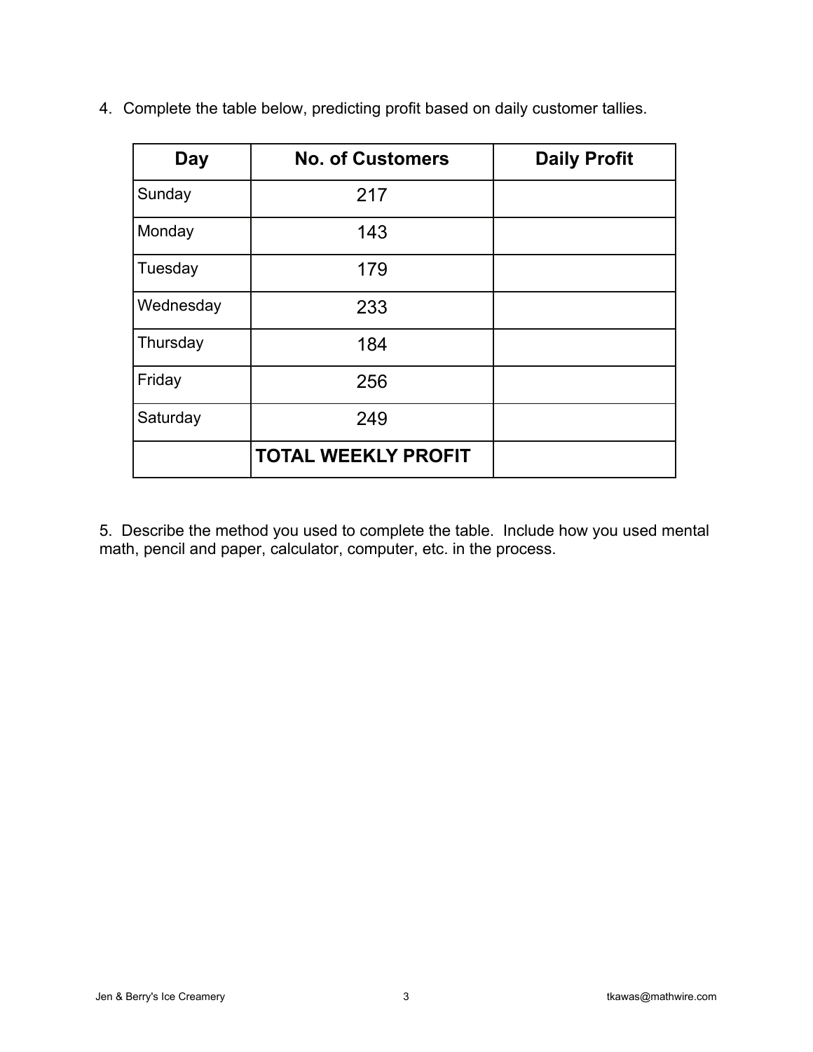4. Complete the table below, predicting profit based on daily customer tallies.

| Day | No. of Customers | Daily Profit |
|---|---|---|
| Sunday | 217 | |
| Monday | 143 | |
| Tuesday | 179 | |
| Wednesday | 233 | |
| Thursday | 184 | |
| Friday | 256 | |
| Saturday | 249 | |
| | **TOTAL WEEKLY PROFIT** | |

5. Describe the method you used to complete the table. Include how you used mental math, pencil and paper, calculator, computer, etc. in the process.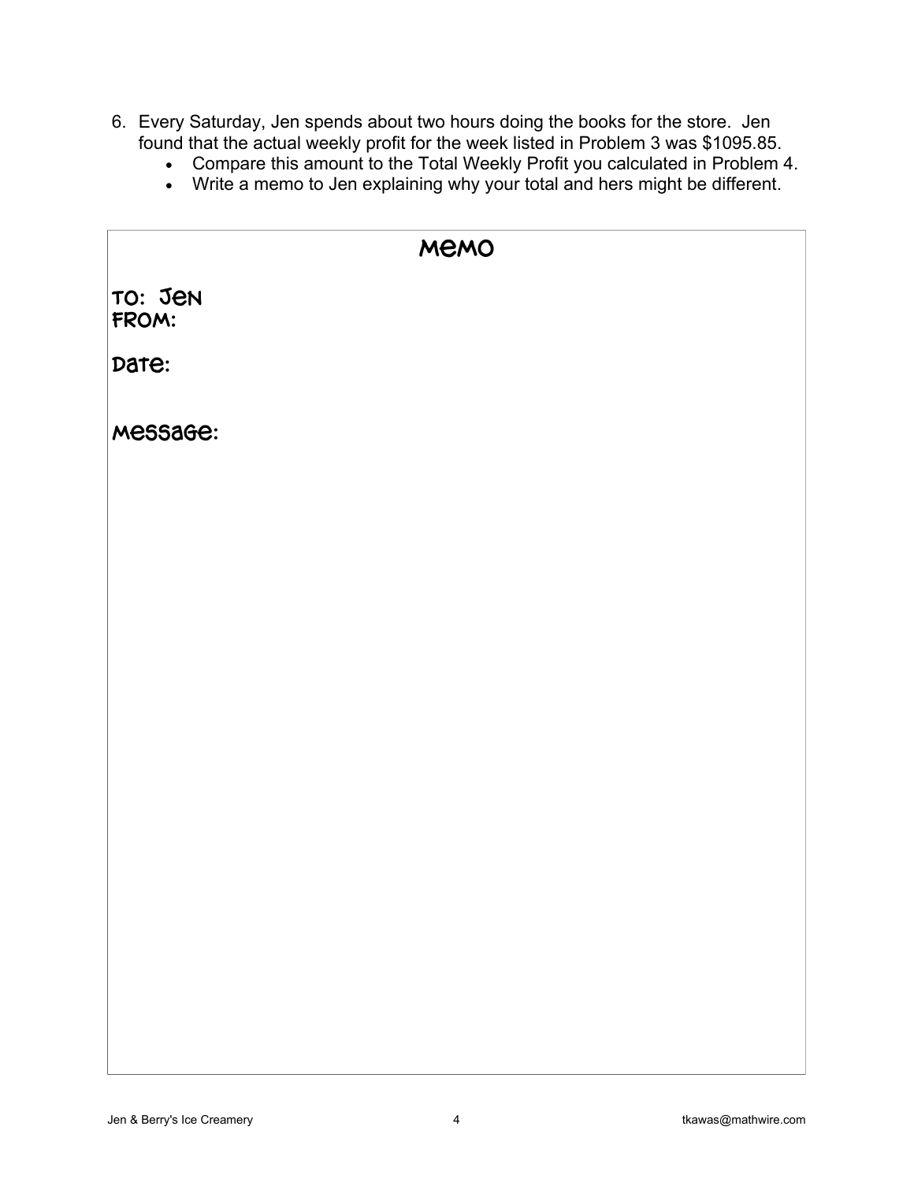6. Every Saturday, Jen spends about two hours doing the books for the store. Jen found that the actual weekly profit for the week listed in Problem 3 was $1095.85.
   - Compare this amount to the Total Weekly Profit you calculated in Problem 4.
   - Write a memo to Jen explaining why your total and hers might be different.

## MEMO

**TO:** Jen
**FROM:**

**DATE:**

**MESSAGE:**